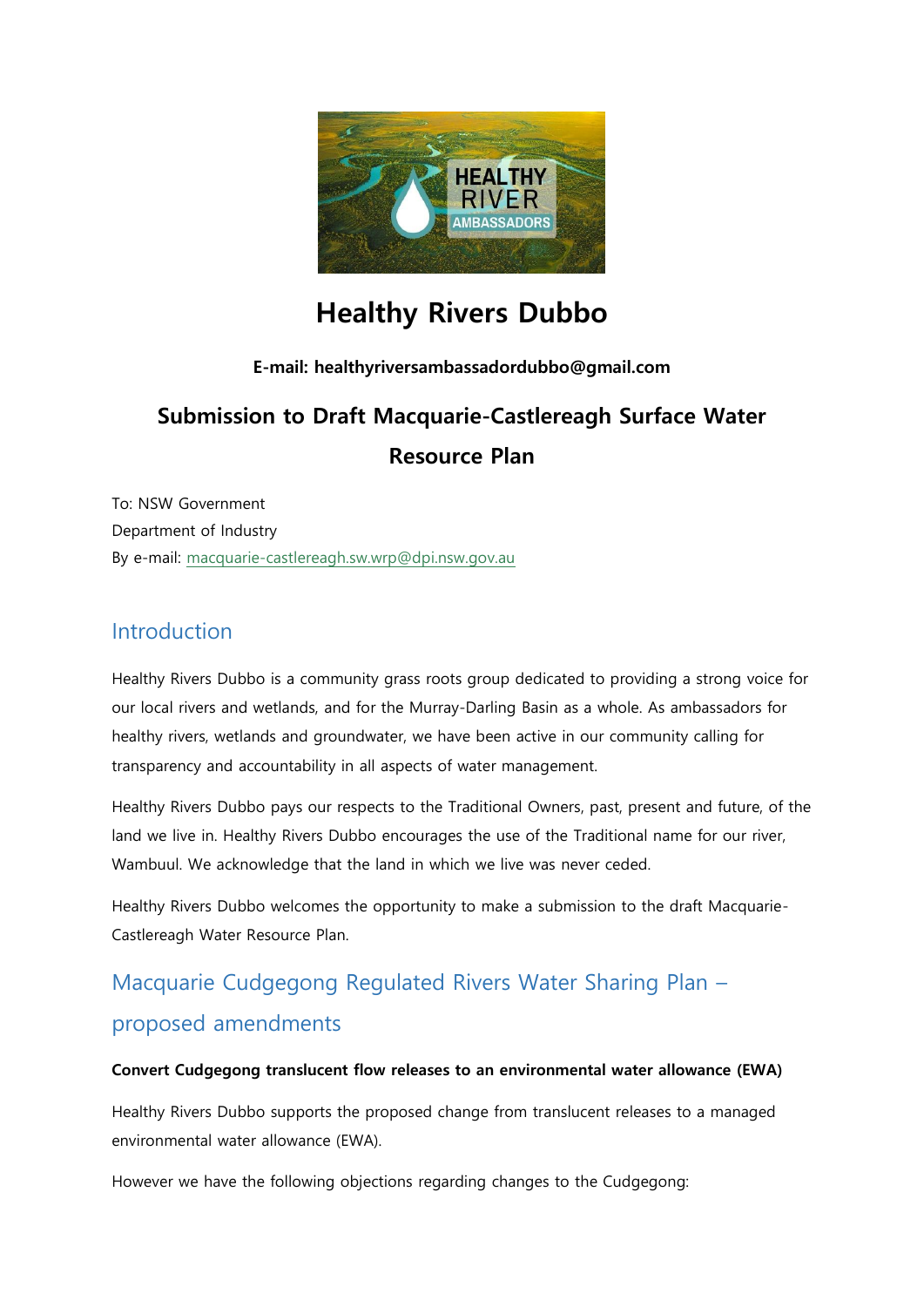# Healthy Rivers Dubbo

**E-mail: healthyriversambassadordubbo@gmail.com**

## Submission to Draft Macquarie-Castlereagh Surface Water Resource Plan

To: NSW Government
Department of Industry
By e-mail: macquarie-castlereagh.sw.wrp@dpi.nsw.gov.au

## Introduction

Healthy Rivers Dubbo is a community grass roots group dedicated to providing a strong voice for our local rivers and wetlands, and for the Murray-Darling Basin as a whole. As ambassadors for healthy rivers, wetlands and groundwater, we have been active in our community calling for transparency and accountability in all aspects of water management.

Healthy Rivers Dubbo pays our respects to the Traditional Owners, past, present and future, of the land we live in. Healthy Rivers Dubbo encourages the use of the Traditional name for our river, Wambuul. We acknowledge that the land in which we live was never ceded.

Healthy Rivers Dubbo welcomes the opportunity to make a submission to the draft Macquarie-Castlereagh Water Resource Plan.

## Macquarie Cudgegong Regulated Rivers Water Sharing Plan – proposed amendments

**Convert Cudgegong translucent flow releases to an environmental water allowance (EWA)**

Healthy Rivers Dubbo supports the proposed change from translucent releases to a managed environmental water allowance (EWA).

However we have the following objections regarding changes to the Cudgegong: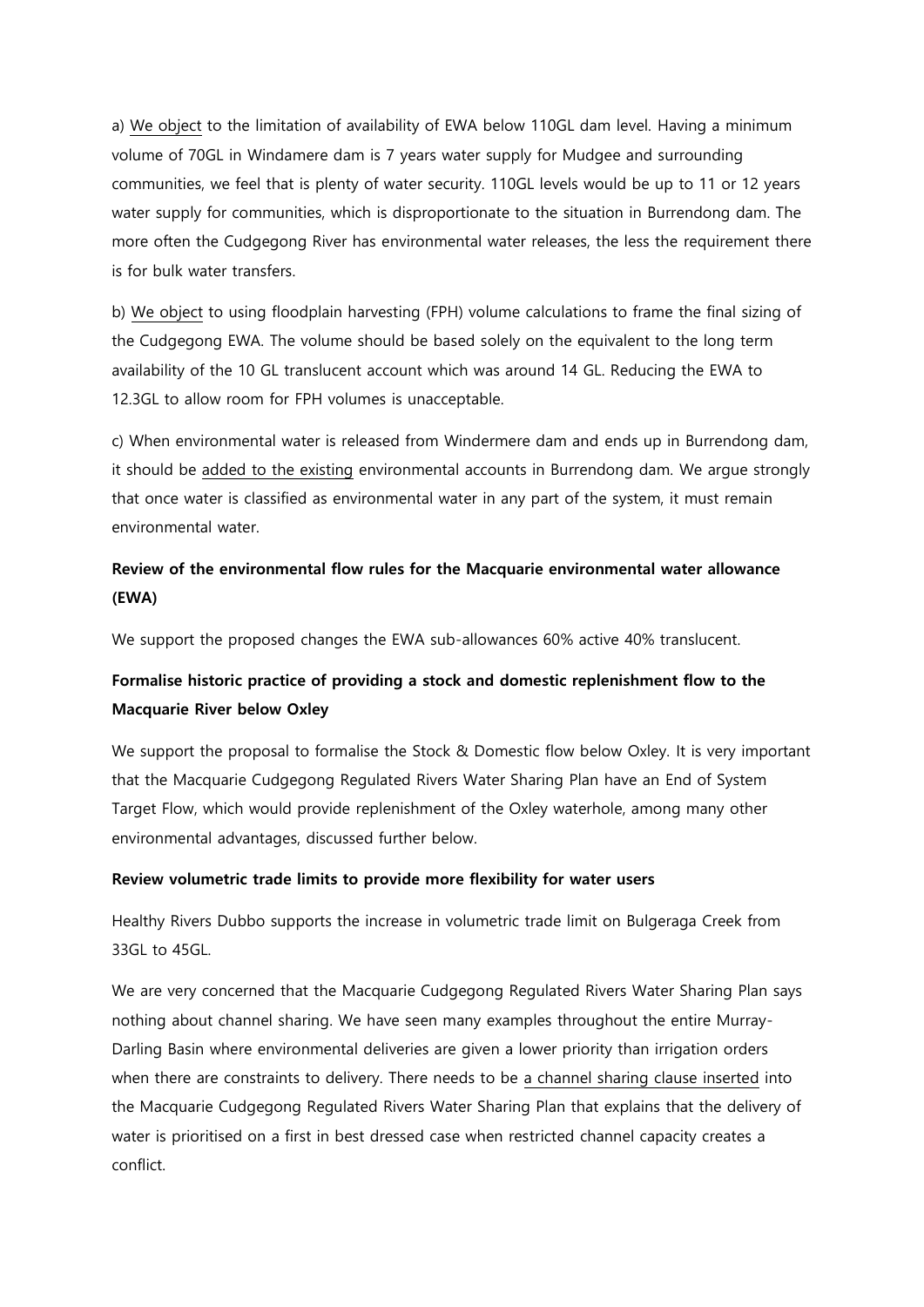a) We object to the limitation of availability of EWA below 110GL dam level. Having a minimum volume of 70GL in Windamere dam is 7 years water supply for Mudgee and surrounding communities, we feel that is plenty of water security. 110GL levels would be up to 11 or 12 years water supply for communities, which is disproportionate to the situation in Burrendong dam. The more often the Cudgegong River has environmental water releases, the less the requirement there is for bulk water transfers.

b) We object to using floodplain harvesting (FPH) volume calculations to frame the final sizing of the Cudgegong EWA. The volume should be based solely on the equivalent to the long term availability of the 10 GL translucent account which was around 14 GL. Reducing the EWA to 12.3GL to allow room for FPH volumes is unacceptable.

c) When environmental water is released from Windermere dam and ends up in Burrendong dam, it should be added to the existing environmental accounts in Burrendong dam. We argue strongly that once water is classified as environmental water in any part of the system, it must remain environmental water.

**Review of the environmental flow rules for the Macquarie environmental water allowance (EWA)**

We support the proposed changes the EWA sub-allowances 60% active 40% translucent.

**Formalise historic practice of providing a stock and domestic replenishment flow to the Macquarie River below Oxley**

We support the proposal to formalise the Stock & Domestic flow below Oxley. It is very important that the Macquarie Cudgegong Regulated Rivers Water Sharing Plan have an End of System Target Flow, which would provide replenishment of the Oxley waterhole, among many other environmental advantages, discussed further below.

**Review volumetric trade limits to provide more flexibility for water users**

Healthy Rivers Dubbo supports the increase in volumetric trade limit on Bulgeraga Creek from 33GL to 45GL.

We are very concerned that the Macquarie Cudgegong Regulated Rivers Water Sharing Plan says nothing about channel sharing. We have seen many examples throughout the entire Murray-Darling Basin where environmental deliveries are given a lower priority than irrigation orders when there are constraints to delivery. There needs to be a channel sharing clause inserted into the Macquarie Cudgegong Regulated Rivers Water Sharing Plan that explains that the delivery of water is prioritised on a first in best dressed case when restricted channel capacity creates a conflict.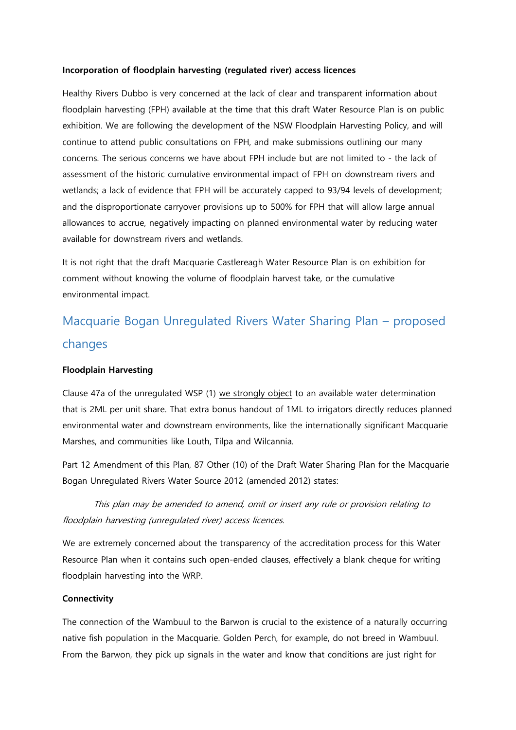**Incorporation of floodplain harvesting (regulated river) access licences**

Healthy Rivers Dubbo is very concerned at the lack of clear and transparent information about floodplain harvesting (FPH) available at the time that this draft Water Resource Plan is on public exhibition. We are following the development of the NSW Floodplain Harvesting Policy, and will continue to attend public consultations on FPH, and make submissions outlining our many concerns. The serious concerns we have about FPH include but are not limited to - the lack of assessment of the historic cumulative environmental impact of FPH on downstream rivers and wetlands; a lack of evidence that FPH will be accurately capped to 93/94 levels of development; and the disproportionate carryover provisions up to 500% for FPH that will allow large annual allowances to accrue, negatively impacting on planned environmental water by reducing water available for downstream rivers and wetlands.

It is not right that the draft Macquarie Castlereagh Water Resource Plan is on exhibition for comment without knowing the volume of floodplain harvest take, or the cumulative environmental impact.

## Macquarie Bogan Unregulated Rivers Water Sharing Plan – proposed changes

**Floodplain Harvesting**

Clause 47a of the unregulated WSP (1) we strongly object to an available water determination that is 2ML per unit share. That extra bonus handout of 1ML to irrigators directly reduces planned environmental water and downstream environments, like the internationally significant Macquarie Marshes, and communities like Louth, Tilpa and Wilcannia.

Part 12 Amendment of this Plan, 87 Other (10) of the Draft Water Sharing Plan for the Macquarie Bogan Unregulated Rivers Water Source 2012 (amended 2012) states:

> *This plan may be amended to amend, omit or insert any rule or provision relating to floodplain harvesting (unregulated river) access licences.*

We are extremely concerned about the transparency of the accreditation process for this Water Resource Plan when it contains such open-ended clauses, effectively a blank cheque for writing floodplain harvesting into the WRP.

**Connectivity**

The connection of the Wambuul to the Barwon is crucial to the existence of a naturally occurring native fish population in the Macquarie. Golden Perch, for example, do not breed in Wambuul. From the Barwon, they pick up signals in the water and know that conditions are just right for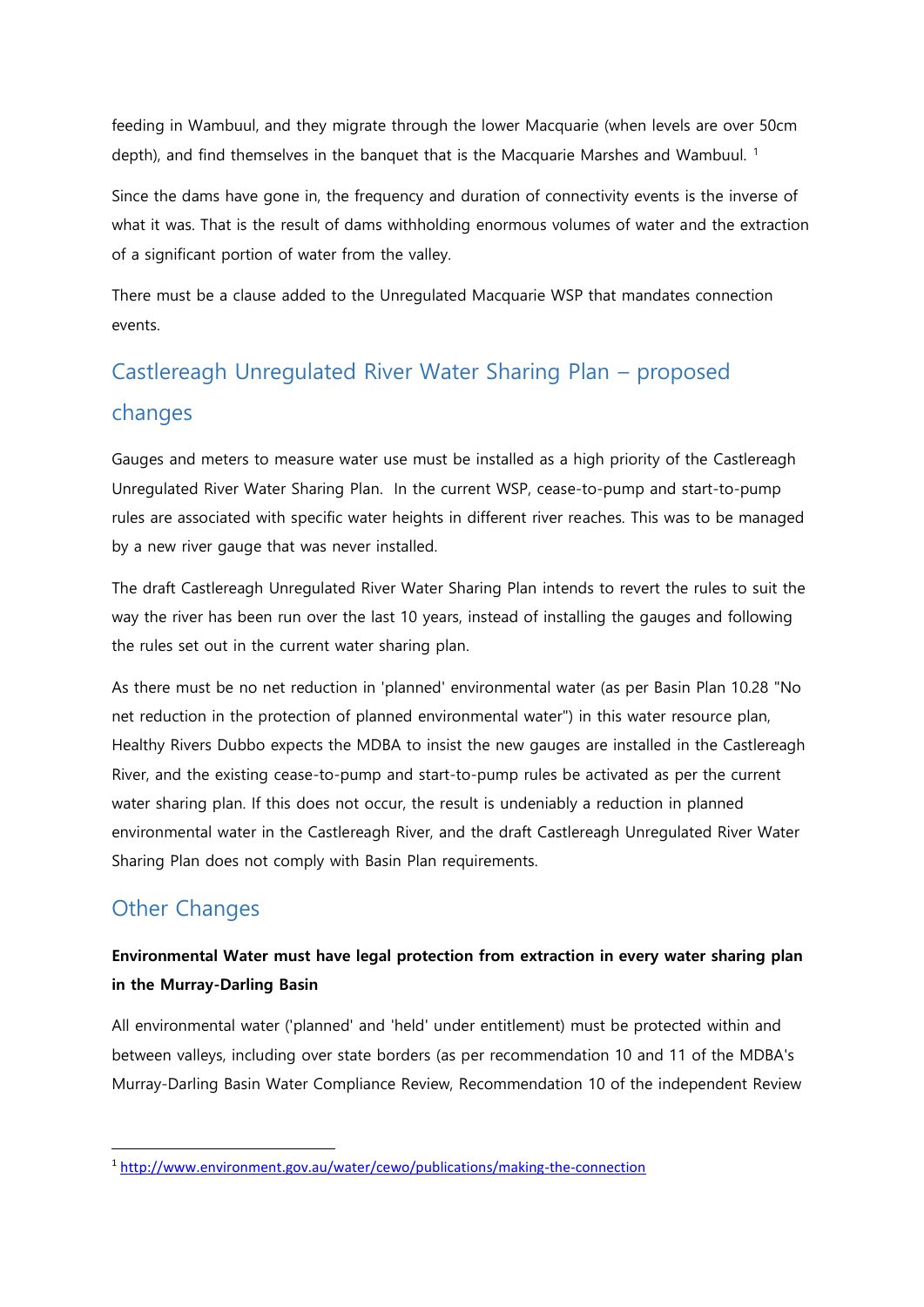feeding in Wambuul, and they migrate through the lower Macquarie (when levels are over 50cm depth), and find themselves in the banquet that is the Macquarie Marshes and Wambuul. [1]

Since the dams have gone in, the frequency and duration of connectivity events is the inverse of what it was. That is the result of dams withholding enormous volumes of water and the extraction of a significant portion of water from the valley.

There must be a clause added to the Unregulated Macquarie WSP that mandates connection events.

## Castlereagh Unregulated River Water Sharing Plan – proposed changes

Gauges and meters to measure water use must be installed as a high priority of the Castlereagh Unregulated River Water Sharing Plan. In the current WSP, cease-to-pump and start-to-pump rules are associated with specific water heights in different river reaches. This was to be managed by a new river gauge that was never installed.

The draft Castlereagh Unregulated River Water Sharing Plan intends to revert the rules to suit the way the river has been run over the last 10 years, instead of installing the gauges and following the rules set out in the current water sharing plan.

As there must be no net reduction in 'planned' environmental water (as per Basin Plan 10.28 "No net reduction in the protection of planned environmental water") in this water resource plan, Healthy Rivers Dubbo expects the MDBA to insist the new gauges are installed in the Castlereagh River, and the existing cease-to-pump and start-to-pump rules be activated as per the current water sharing plan. If this does not occur, the result is undeniably a reduction in planned environmental water in the Castlereagh River, and the draft Castlereagh Unregulated River Water Sharing Plan does not comply with Basin Plan requirements.

## Other Changes

**Environmental Water must have legal protection from extraction in every water sharing plan in the Murray-Darling Basin**

All environmental water ('planned' and 'held' under entitlement) must be protected within and between valleys, including over state borders (as per recommendation 10 and 11 of the MDBA's Murray-Darling Basin Water Compliance Review, Recommendation 10 of the independent Review

[1] http://www.environment.gov.au/water/cewo/publications/making-the-connection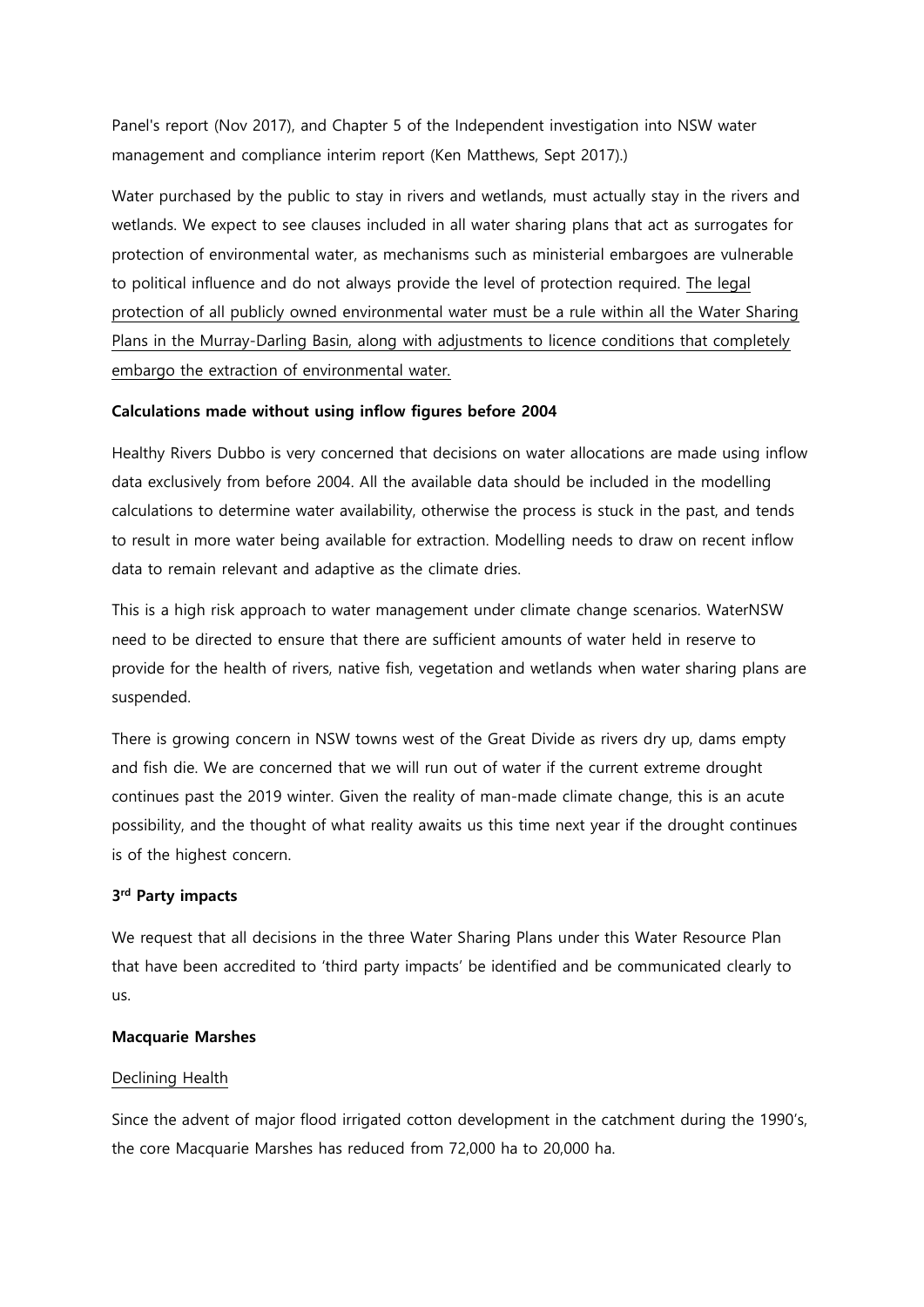Panel's report (Nov 2017), and Chapter 5 of the Independent investigation into NSW water management and compliance interim report (Ken Matthews, Sept 2017).)

Water purchased by the public to stay in rivers and wetlands, must actually stay in the rivers and wetlands. We expect to see clauses included in all water sharing plans that act as surrogates for protection of environmental water, as mechanisms such as ministerial embargoes are vulnerable to political influence and do not always provide the level of protection required. <u>The legal protection of all publicly owned environmental water must be a rule within all the Water Sharing Plans in the Murray-Darling Basin, along with adjustments to licence conditions that completely embargo the extraction of environmental water.</u>

**Calculations made without using inflow figures before 2004**

Healthy Rivers Dubbo is very concerned that decisions on water allocations are made using inflow data exclusively from before 2004. All the available data should be included in the modelling calculations to determine water availability, otherwise the process is stuck in the past, and tends to result in more water being available for extraction. Modelling needs to draw on recent inflow data to remain relevant and adaptive as the climate dries.

This is a high risk approach to water management under climate change scenarios. WaterNSW need to be directed to ensure that there are sufficient amounts of water held in reserve to provide for the health of rivers, native fish, vegetation and wetlands when water sharing plans are suspended.

There is growing concern in NSW towns west of the Great Divide as rivers dry up, dams empty and fish die. We are concerned that we will run out of water if the current extreme drought continues past the 2019 winter. Given the reality of man-made climate change, this is an acute possibility, and the thought of what reality awaits us this time next year if the drought continues is of the highest concern.

**3rd Party impacts**

We request that all decisions in the three Water Sharing Plans under this Water Resource Plan that have been accredited to 'third party impacts' be identified and be communicated clearly to us.

**Macquarie Marshes**

<u>Declining Health</u>

Since the advent of major flood irrigated cotton development in the catchment during the 1990's, the core Macquarie Marshes has reduced from 72,000 ha to 20,000 ha.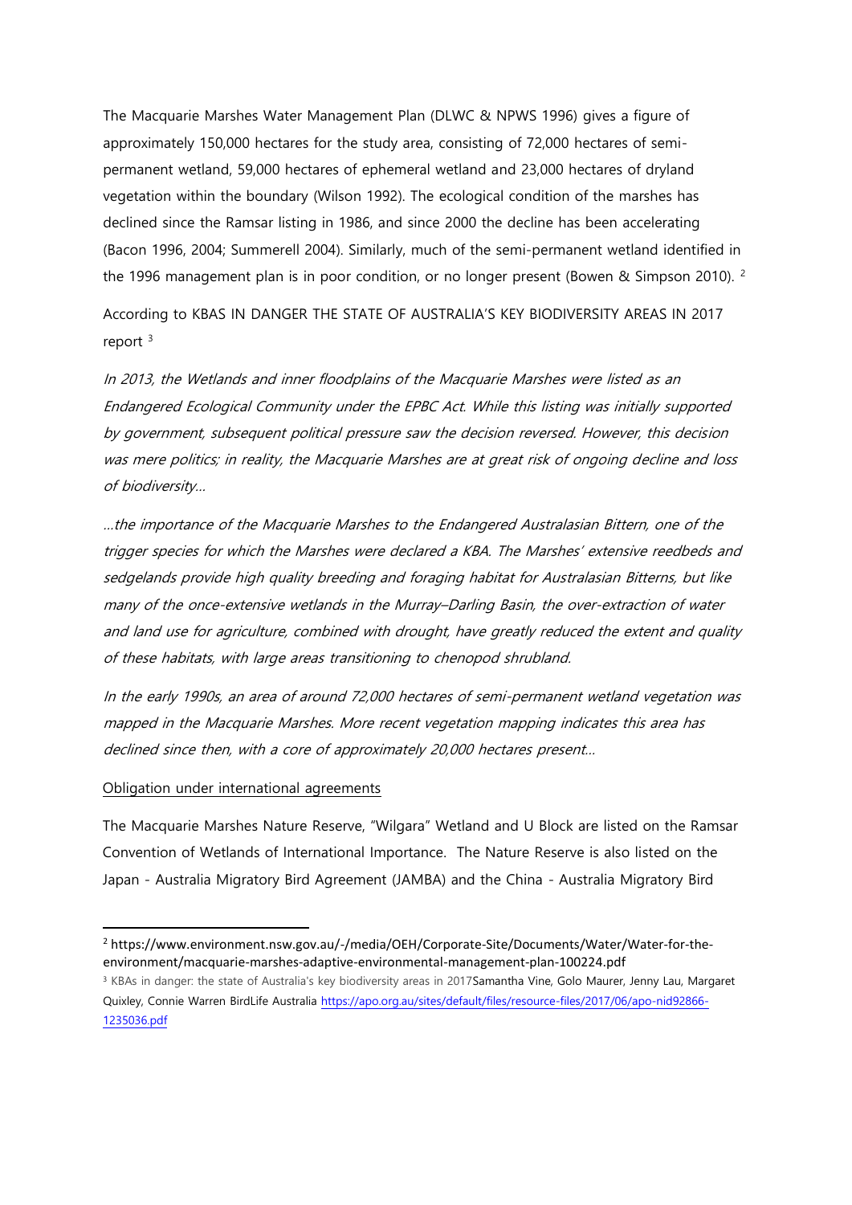The Macquarie Marshes Water Management Plan (DLWC & NPWS 1996) gives a figure of approximately 150,000 hectares for the study area, consisting of 72,000 hectares of semi-permanent wetland, 59,000 hectares of ephemeral wetland and 23,000 hectares of dryland vegetation within the boundary (Wilson 1992). The ecological condition of the marshes has declined since the Ramsar listing in 1986, and since 2000 the decline has been accelerating (Bacon 1996, 2004; Summerell 2004). Similarly, much of the semi-permanent wetland identified in the 1996 management plan is in poor condition, or no longer present (Bowen & Simpson 2010). [2]

According to KBAS IN DANGER THE STATE OF AUSTRALIA'S KEY BIODIVERSITY AREAS IN 2017 report [3]

*In 2013, the Wetlands and inner floodplains of the Macquarie Marshes were listed as an Endangered Ecological Community under the EPBC Act. While this listing was initially supported by government, subsequent political pressure saw the decision reversed. However, this decision was mere politics; in reality, the Macquarie Marshes are at great risk of ongoing decline and loss of biodiversity…*

*…the importance of the Macquarie Marshes to the Endangered Australasian Bittern, one of the trigger species for which the Marshes were declared a KBA. The Marshes' extensive reedbeds and sedgelands provide high quality breeding and foraging habitat for Australasian Bitterns, but like many of the once-extensive wetlands in the Murray–Darling Basin, the over-extraction of water and land use for agriculture, combined with drought, have greatly reduced the extent and quality of these habitats, with large areas transitioning to chenopod shrubland.*

*In the early 1990s, an area of around 72,000 hectares of semi-permanent wetland vegetation was mapped in the Macquarie Marshes. More recent vegetation mapping indicates this area has declined since then, with a core of approximately 20,000 hectares present…*

Obligation under international agreements

The Macquarie Marshes Nature Reserve, "Wilgara" Wetland and U Block are listed on the Ramsar Convention of Wetlands of International Importance. The Nature Reserve is also listed on the Japan - Australia Migratory Bird Agreement (JAMBA) and the China - Australia Migratory Bird

---

[2] https://www.environment.nsw.gov.au/-/media/OEH/Corporate-Site/Documents/Water/Water-for-the-environment/macquarie-marshes-adaptive-environmental-management-plan-100224.pdf

[3] KBAs in danger: the state of Australia's key biodiversity areas in 2017 Samantha Vine, Golo Maurer, Jenny Lau, Margaret Quixley, Connie Warren BirdLife Australia https://apo.org.au/sites/default/files/resource-files/2017/06/apo-nid92866-1235036.pdf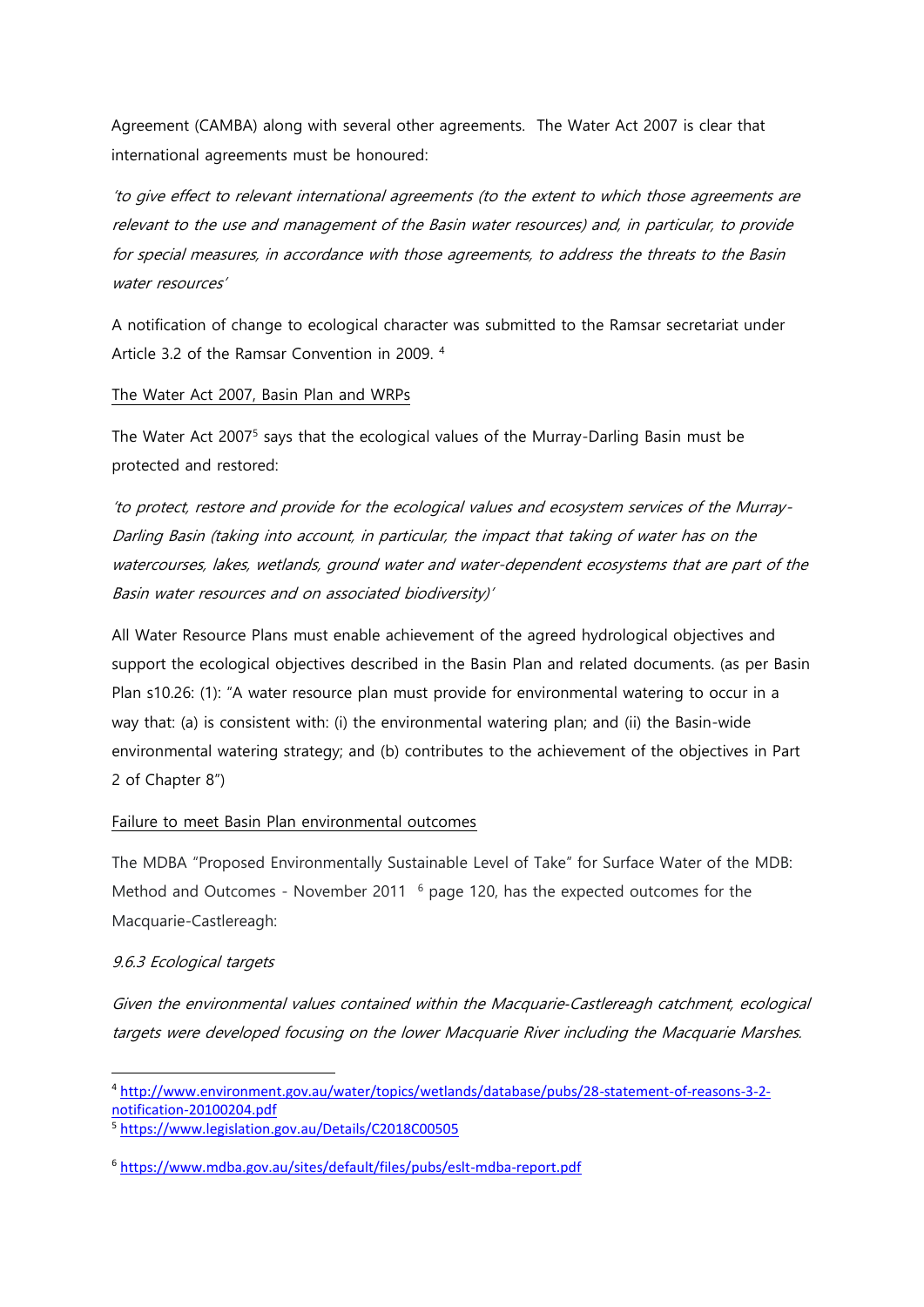Agreement (CAMBA) along with several other agreements. The Water Act 2007 is clear that international agreements must be honoured:

*'to give effect to relevant international agreements (to the extent to which those agreements are relevant to the use and management of the Basin water resources) and, in particular, to provide for special measures, in accordance with those agreements, to address the threats to the Basin water resources'*

A notification of change to ecological character was submitted to the Ramsar secretariat under Article 3.2 of the Ramsar Convention in 2009. [4]

The Water Act 2007, Basin Plan and WRPs

The Water Act 2007[5] says that the ecological values of the Murray-Darling Basin must be protected and restored:

*'to protect, restore and provide for the ecological values and ecosystem services of the Murray-Darling Basin (taking into account, in particular, the impact that taking of water has on the watercourses, lakes, wetlands, ground water and water-dependent ecosystems that are part of the Basin water resources and on associated biodiversity)'*

All Water Resource Plans must enable achievement of the agreed hydrological objectives and support the ecological objectives described in the Basin Plan and related documents. (as per Basin Plan s10.26: (1): "A water resource plan must provide for environmental watering to occur in a way that: (a) is consistent with: (i) the environmental watering plan; and (ii) the Basin-wide environmental watering strategy; and (b) contributes to the achievement of the objectives in Part 2 of Chapter 8")

Failure to meet Basin Plan environmental outcomes

The MDBA "Proposed Environmentally Sustainable Level of Take" for Surface Water of the MDB: Method and Outcomes - November 2011 [6] page 120, has the expected outcomes for the Macquarie-Castlereagh:

*9.6.3 Ecological targets*

*Given the environmental values contained within the Macquarie-Castlereagh catchment, ecological targets were developed focusing on the lower Macquarie River including the Macquarie Marshes.*

---

[4] http://www.environment.gov.au/water/topics/wetlands/database/pubs/28-statement-of-reasons-3-2-notification-20100204.pdf

[5] https://www.legislation.gov.au/Details/C2018C00505

[6] https://www.mdba.gov.au/sites/default/files/pubs/eslt-mdba-report.pdf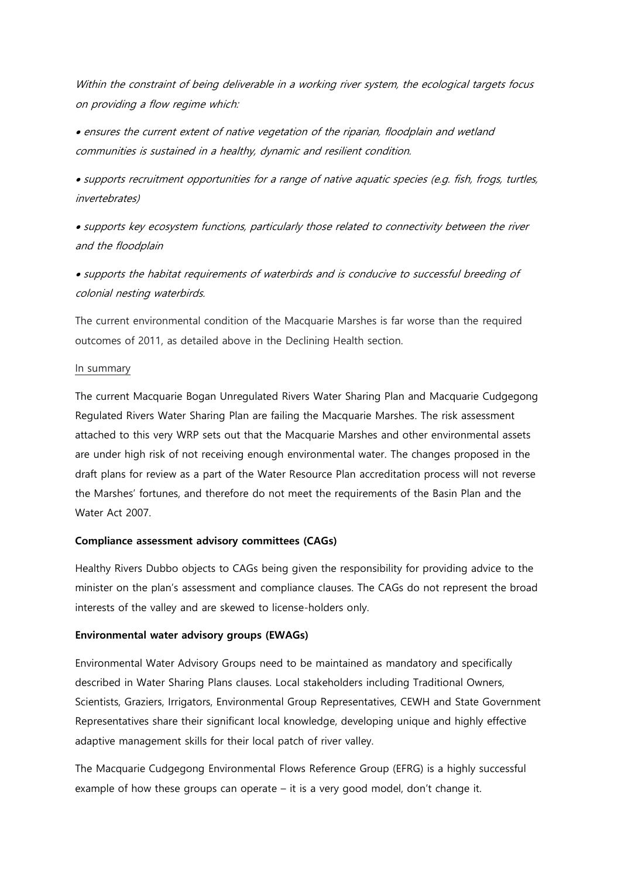*Within the constraint of being deliverable in a working river system, the ecological targets focus on providing a flow regime which:*

- *ensures the current extent of native vegetation of the riparian, floodplain and wetland communities is sustained in a healthy, dynamic and resilient condition.*
- *supports recruitment opportunities for a range of native aquatic species (e.g. fish, frogs, turtles, invertebrates)*
- *supports key ecosystem functions, particularly those related to connectivity between the river and the floodplain*
- *supports the habitat requirements of waterbirds and is conducive to successful breeding of colonial nesting waterbirds.*

The current environmental condition of the Macquarie Marshes is far worse than the required outcomes of 2011, as detailed above in the Declining Health section.

<u>In summary</u>

The current Macquarie Bogan Unregulated Rivers Water Sharing Plan and Macquarie Cudgegong Regulated Rivers Water Sharing Plan are failing the Macquarie Marshes. The risk assessment attached to this very WRP sets out that the Macquarie Marshes and other environmental assets are under high risk of not receiving enough environmental water. The changes proposed in the draft plans for review as a part of the Water Resource Plan accreditation process will not reverse the Marshes' fortunes, and therefore do not meet the requirements of the Basin Plan and the Water Act 2007.

**Compliance assessment advisory committees (CAGs)**

Healthy Rivers Dubbo objects to CAGs being given the responsibility for providing advice to the minister on the plan's assessment and compliance clauses. The CAGs do not represent the broad interests of the valley and are skewed to license-holders only.

**Environmental water advisory groups (EWAGs)**

Environmental Water Advisory Groups need to be maintained as mandatory and specifically described in Water Sharing Plans clauses. Local stakeholders including Traditional Owners, Scientists, Graziers, Irrigators, Environmental Group Representatives, CEWH and State Government Representatives share their significant local knowledge, developing unique and highly effective adaptive management skills for their local patch of river valley.

The Macquarie Cudgegong Environmental Flows Reference Group (EFRG) is a highly successful example of how these groups can operate – it is a very good model, don't change it.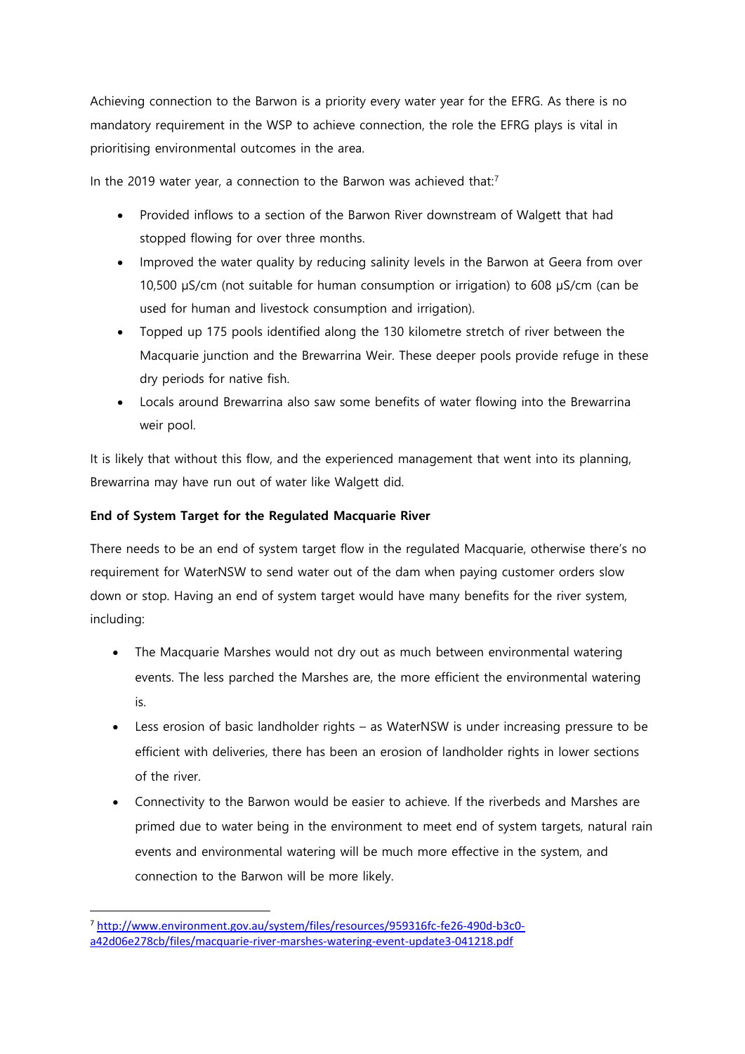Achieving connection to the Barwon is a priority every water year for the EFRG. As there is no mandatory requirement in the WSP to achieve connection, the role the EFRG plays is vital in prioritising environmental outcomes in the area.

In the 2019 water year, a connection to the Barwon was achieved that:[7]

- Provided inflows to a section of the Barwon River downstream of Walgett that had stopped flowing for over three months.
- Improved the water quality by reducing salinity levels in the Barwon at Geera from over 10,500 μS/cm (not suitable for human consumption or irrigation) to 608 μS/cm (can be used for human and livestock consumption and irrigation).
- Topped up 175 pools identified along the 130 kilometre stretch of river between the Macquarie junction and the Brewarrina Weir. These deeper pools provide refuge in these dry periods for native fish.
- Locals around Brewarrina also saw some benefits of water flowing into the Brewarrina weir pool.

It is likely that without this flow, and the experienced management that went into its planning, Brewarrina may have run out of water like Walgett did.

**End of System Target for the Regulated Macquarie River**

There needs to be an end of system target flow in the regulated Macquarie, otherwise there's no requirement for WaterNSW to send water out of the dam when paying customer orders slow down or stop. Having an end of system target would have many benefits for the river system, including:

- The Macquarie Marshes would not dry out as much between environmental watering events. The less parched the Marshes are, the more efficient the environmental watering is.
- Less erosion of basic landholder rights – as WaterNSW is under increasing pressure to be efficient with deliveries, there has been an erosion of landholder rights in lower sections of the river.
- Connectivity to the Barwon would be easier to achieve. If the riverbeds and Marshes are primed due to water being in the environment to meet end of system targets, natural rain events and environmental watering will be much more effective in the system, and connection to the Barwon will be more likely.

---

[7] http://www.environment.gov.au/system/files/resources/959316fc-fe26-490d-b3c0-a42d06e278cb/files/macquarie-river-marshes-watering-event-update3-041218.pdf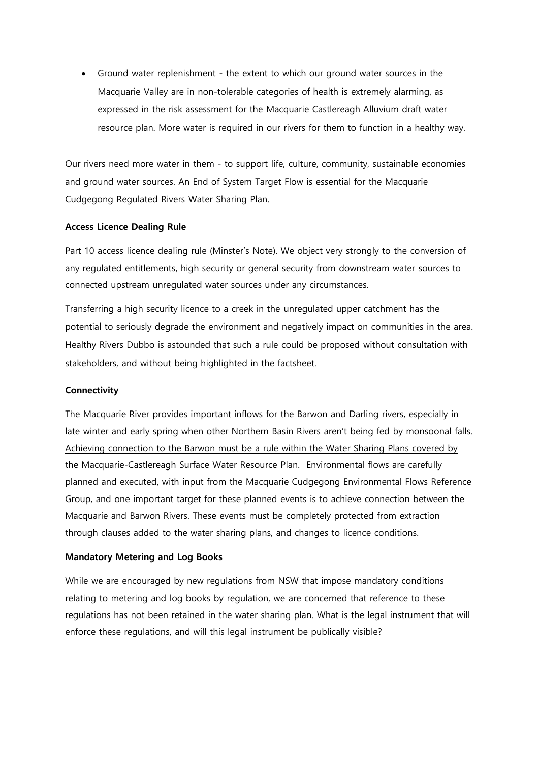- Ground water replenishment - the extent to which our ground water sources in the Macquarie Valley are in non-tolerable categories of health is extremely alarming, as expressed in the risk assessment for the Macquarie Castlereagh Alluvium draft water resource plan. More water is required in our rivers for them to function in a healthy way.

Our rivers need more water in them - to support life, culture, community, sustainable economies and ground water sources. An End of System Target Flow is essential for the Macquarie Cudgegong Regulated Rivers Water Sharing Plan.

**Access Licence Dealing Rule**

Part 10 access licence dealing rule (Minster's Note). We object very strongly to the conversion of any regulated entitlements, high security or general security from downstream water sources to connected upstream unregulated water sources under any circumstances.

Transferring a high security licence to a creek in the unregulated upper catchment has the potential to seriously degrade the environment and negatively impact on communities in the area. Healthy Rivers Dubbo is astounded that such a rule could be proposed without consultation with stakeholders, and without being highlighted in the factsheet.

**Connectivity**

The Macquarie River provides important inflows for the Barwon and Darling rivers, especially in late winter and early spring when other Northern Basin Rivers aren't being fed by monsoonal falls. <u>Achieving connection to the Barwon must be a rule within the Water Sharing Plans covered by the Macquarie-Castlereagh Surface Water Resource Plan.</u> Environmental flows are carefully planned and executed, with input from the Macquarie Cudgegong Environmental Flows Reference Group, and one important target for these planned events is to achieve connection between the Macquarie and Barwon Rivers. These events must be completely protected from extraction through clauses added to the water sharing plans, and changes to licence conditions.

**Mandatory Metering and Log Books**

While we are encouraged by new regulations from NSW that impose mandatory conditions relating to metering and log books by regulation, we are concerned that reference to these regulations has not been retained in the water sharing plan. What is the legal instrument that will enforce these regulations, and will this legal instrument be publically visible?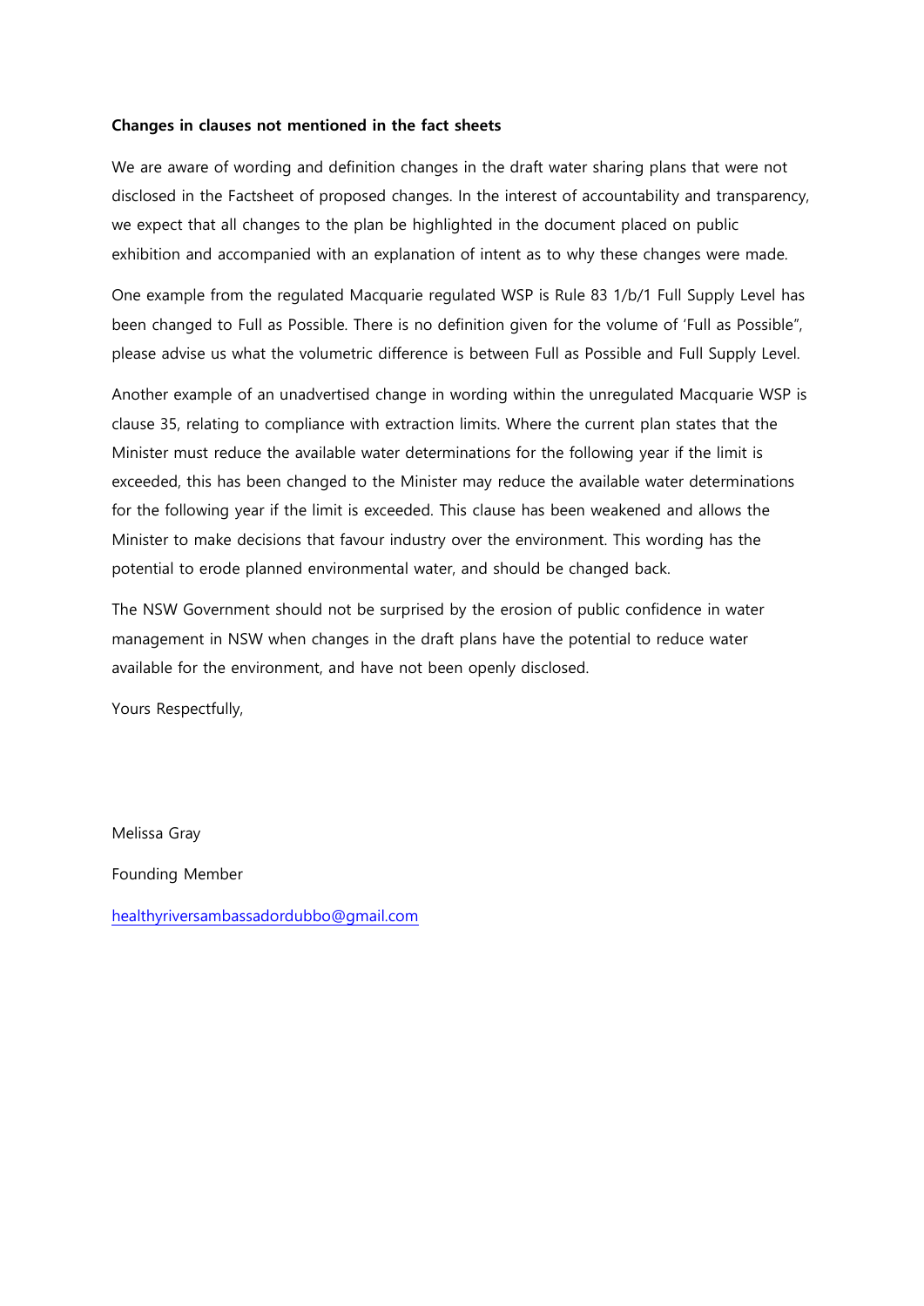**Changes in clauses not mentioned in the fact sheets**

We are aware of wording and definition changes in the draft water sharing plans that were not disclosed in the Factsheet of proposed changes. In the interest of accountability and transparency, we expect that all changes to the plan be highlighted in the document placed on public exhibition and accompanied with an explanation of intent as to why these changes were made.

One example from the regulated Macquarie regulated WSP is Rule 83 1/b/1 Full Supply Level has been changed to Full as Possible. There is no definition given for the volume of 'Full as Possible", please advise us what the volumetric difference is between Full as Possible and Full Supply Level.

Another example of an unadvertised change in wording within the unregulated Macquarie WSP is clause 35, relating to compliance with extraction limits. Where the current plan states that the Minister must reduce the available water determinations for the following year if the limit is exceeded, this has been changed to the Minister may reduce the available water determinations for the following year if the limit is exceeded. This clause has been weakened and allows the Minister to make decisions that favour industry over the environment. This wording has the potential to erode planned environmental water, and should be changed back.

The NSW Government should not be surprised by the erosion of public confidence in water management in NSW when changes in the draft plans have the potential to reduce water available for the environment, and have not been openly disclosed.

Yours Respectfully,

Melissa Gray

Founding Member

healthyriversambassadordubbo@gmail.com